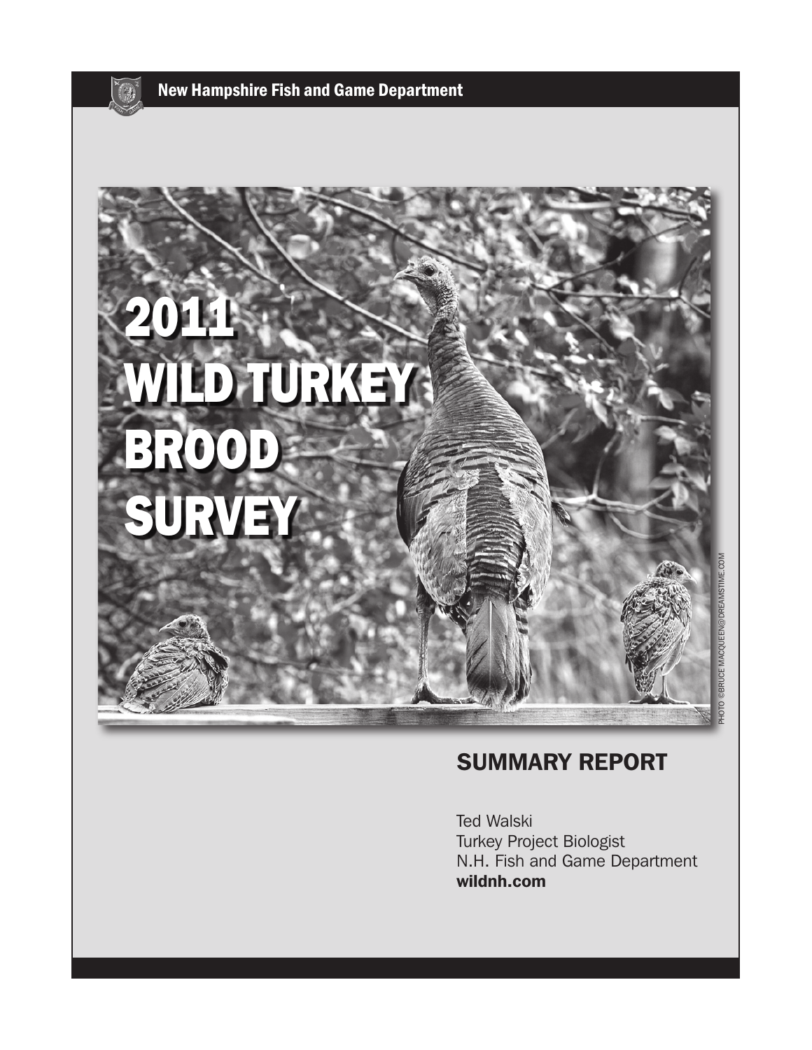New Hampshire Fish and Game Department

# 2011 WILD TURKEY BROOD SURVEY

PHOTO ©BRUCE MACQUEEN@DREAMSTIME.COM

## SUMMARY REPORT

Ted Walski
Turkey Project Biologist
N.H. Fish and Game Department
**wildnh.com**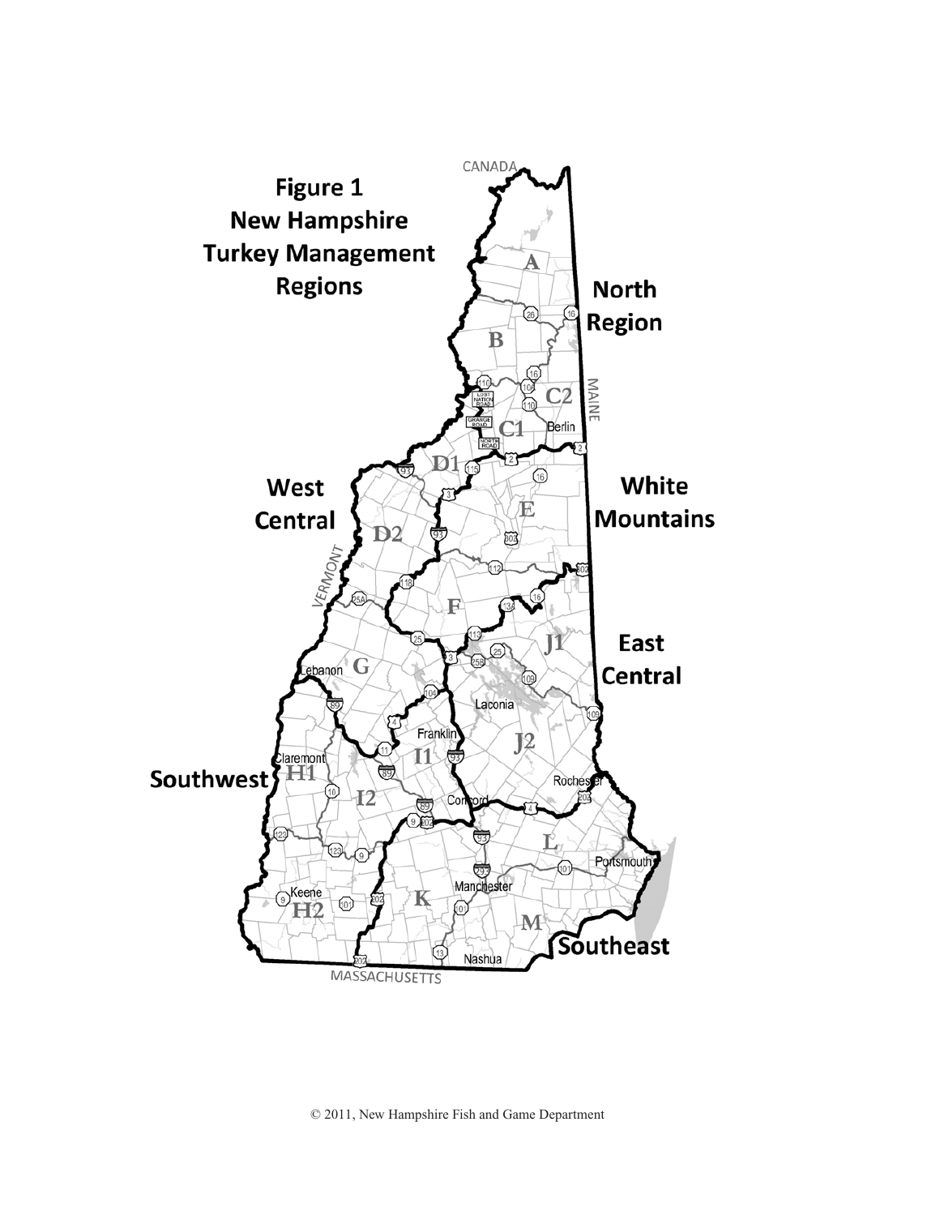**Figure 1**
**New Hampshire Turkey Management Regions**

© 2011, New Hampshire Fish and Game Department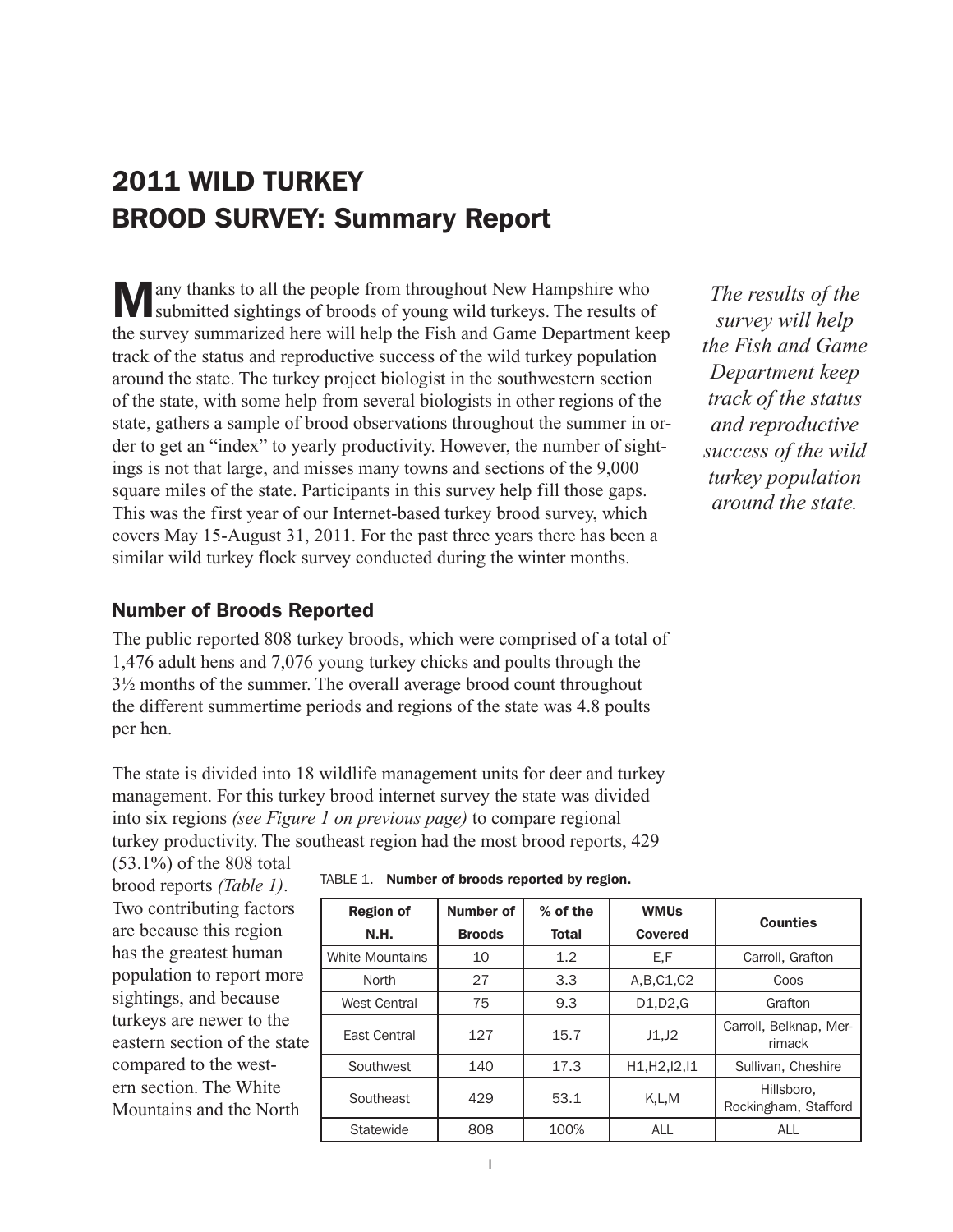# 2011 WILD TURKEY BROOD SURVEY: Summary Report

Many thanks to all the people from throughout New Hampshire who submitted sightings of broods of young wild turkeys. The results of the survey summarized here will help the Fish and Game Department keep track of the status and reproductive success of the wild turkey population around the state. The turkey project biologist in the southwestern section of the state, with some help from several biologists in other regions of the state, gathers a sample of brood observations throughout the summer in order to get an "index" to yearly productivity. However, the number of sightings is not that large, and misses many towns and sections of the 9,000 square miles of the state. Participants in this survey help fill those gaps. This was the first year of our Internet-based turkey brood survey, which covers May 15-August 31, 2011. For the past three years there has been a similar wild turkey flock survey conducted during the winter months.

*The results of the survey will help the Fish and Game Department keep track of the status and reproductive success of the wild turkey population around the state.*

## Number of Broods Reported

The public reported 808 turkey broods, which were comprised of a total of 1,476 adult hens and 7,076 young turkey chicks and poults through the 3½ months of the summer. The overall average brood count throughout the different summertime periods and regions of the state was 4.8 poults per hen.

The state is divided into 18 wildlife management units for deer and turkey management. For this turkey brood internet survey the state was divided into six regions *(see Figure 1 on previous page)* to compare regional turkey productivity. The southeast region had the most brood reports, 429 (53.1%) of the 808 total brood reports *(Table 1)*. Two contributing factors are because this region has the greatest human population to report more sightings, and because turkeys are newer to the eastern section of the state compared to the western section. The White Mountains and the North

TABLE 1. **Number of broods reported by region.**

| Region of N.H. | Number of Broods | % of the Total | WMUs Covered | Counties |
|---|---|---|---|---|
| White Mountains | 10 | 1.2 | E,F | Carroll, Grafton |
| North | 27 | 3.3 | A,B,C1,C2 | Coos |
| West Central | 75 | 9.3 | D1,D2,G | Grafton |
| East Central | 127 | 15.7 | J1,J2 | Carroll, Belknap, Merrimack |
| Southwest | 140 | 17.3 | H1,H2,I2,I1 | Sullivan, Cheshire |
| Southeast | 429 | 53.1 | K,L,M | Hillsboro, Rockingham, Stafford |
| Statewide | 808 | 100% | ALL | ALL |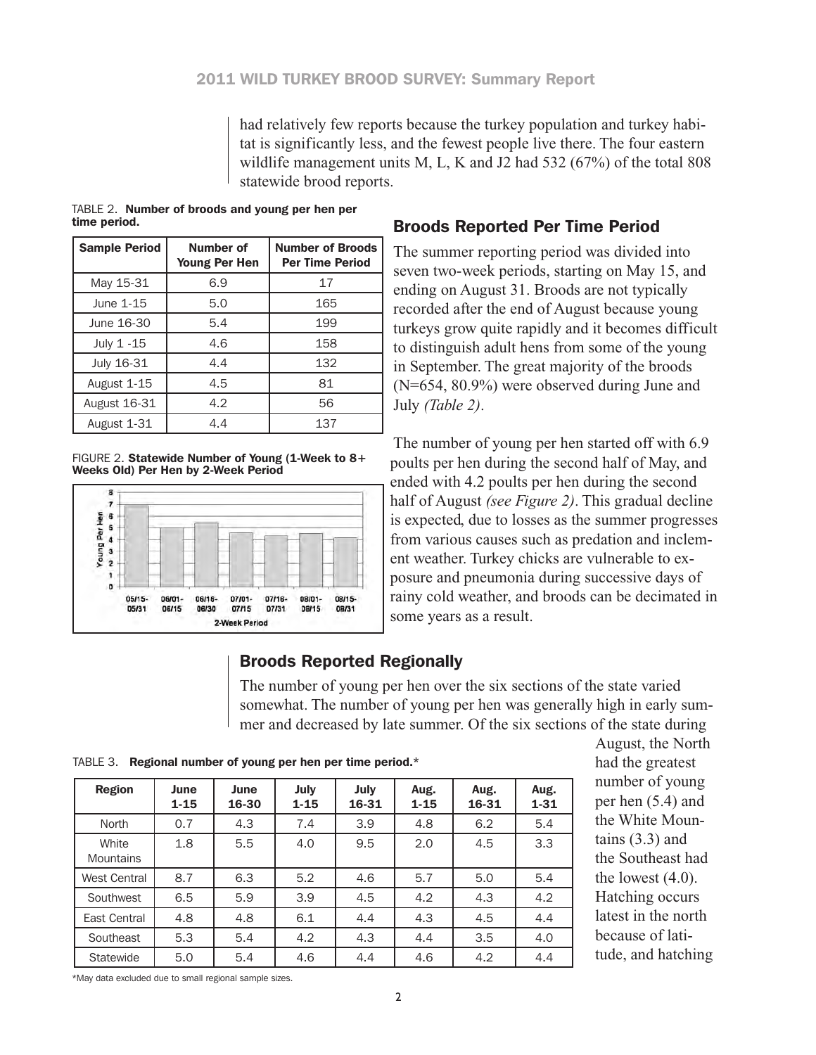had relatively few reports because the turkey population and turkey habitat is significantly less, and the fewest people live there. The four eastern wildlife management units M, L, K and J2 had 532 (67%) of the total 808 statewide brood reports.

TABLE 2. **Number of broods and young per hen per time period.**

| Sample Period | Number of Young Per Hen | Number of Broods Per Time Period |
|---|---|---|
| May 15-31 | 6.9 | 17 |
| June 1-15 | 5.0 | 165 |
| June 16-30 | 5.4 | 199 |
| July 1 -15 | 4.6 | 158 |
| July 16-31 | 4.4 | 132 |
| August 1-15 | 4.5 | 81 |
| August 16-31 | 4.2 | 56 |
| August 1-31 | 4.4 | 137 |

FIGURE 2. **Statewide Number of Young (1-Week to 8+ Weeks Old) Per Hen by 2-Week Period**

## Broods Reported Per Time Period

The summer reporting period was divided into seven two-week periods, starting on May 15, and ending on August 31. Broods are not typically recorded after the end of August because young turkeys grow quite rapidly and it becomes difficult to distinguish adult hens from some of the young in September. The great majority of the broods (N=654, 80.9%) were observed during June and July *(Table 2)*.

The number of young per hen started off with 6.9 poults per hen during the second half of May, and ended with 4.2 poults per hen during the second half of August *(see Figure 2)*. This gradual decline is expected, due to losses as the summer progresses from various causes such as predation and inclement weather. Turkey chicks are vulnerable to exposure and pneumonia during successive days of rainy cold weather, and broods can be decimated in some years as a result.

## Broods Reported Regionally

The number of young per hen over the six sections of the state varied somewhat. The number of young per hen was generally high in early summer and decreased by late summer. Of the six sections of the state during August, the North had the greatest number of young per hen (5.4) and the White Mountains (3.3) and the Southeast had the lowest (4.0). Hatching occurs latest in the north because of latitude, and hatching

TABLE 3. **Regional number of young per hen per time period.***

| Region | June 1-15 | June 16-30 | July 1-15 | July 16-31 | Aug. 1-15 | Aug. 16-31 | Aug. 1-31 |
|---|---|---|---|---|---|---|---|
| North | 0.7 | 4.3 | 7.4 | 3.9 | 4.8 | 6.2 | 5.4 |
| White Mountains | 1.8 | 5.5 | 4.0 | 9.5 | 2.0 | 4.5 | 3.3 |
| West Central | 8.7 | 6.3 | 5.2 | 4.6 | 5.7 | 5.0 | 5.4 |
| Southwest | 6.5 | 5.9 | 3.9 | 4.5 | 4.2 | 4.3 | 4.2 |
| East Central | 4.8 | 4.8 | 6.1 | 4.4 | 4.3 | 4.5 | 4.4 |
| Southeast | 5.3 | 5.4 | 4.2 | 4.3 | 4.4 | 3.5 | 4.0 |
| Statewide | 5.0 | 5.4 | 4.6 | 4.4 | 4.6 | 4.2 | 4.4 |

*May data excluded due to small regional sample sizes.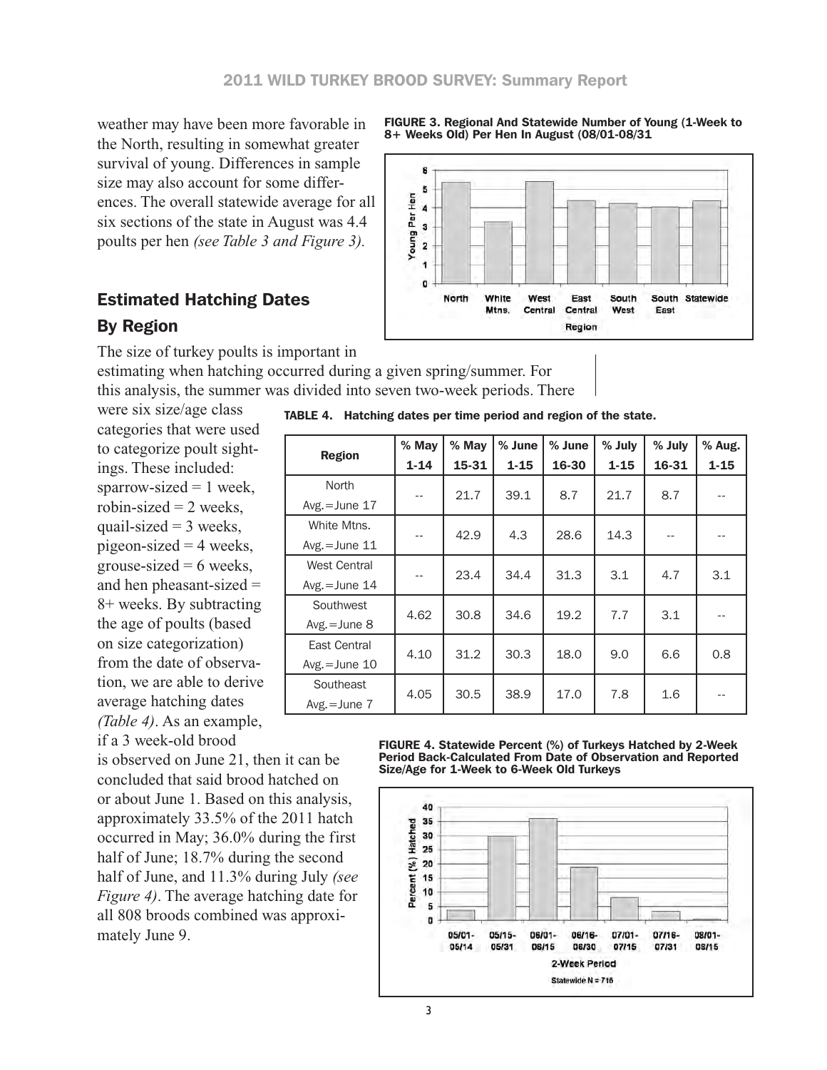weather may have been more favorable in the North, resulting in somewhat greater survival of young. Differences in sample size may also account for some differences. The overall statewide average for all six sections of the state in August was 4.4 poults per hen *(see Table 3 and Figure 3).*

**FIGURE 3. Regional And Statewide Number of Young (1-Week to 8+ Weeks Old) Per Hen In August (08/01-08/31**

## Estimated Hatching Dates

### By Region

The size of turkey poults is important in estimating when hatching occurred during a given spring/summer. For this analysis, the summer was divided into seven two-week periods. There were six size/age class categories that were used to categorize poult sightings. These included: sparrow-sized = 1 week, robin-sized = 2 weeks, quail-sized = 3 weeks, pigeon-sized = 4 weeks, grouse-sized = 6 weeks, and hen pheasant-sized = 8+ weeks. By subtracting the age of poults (based on size categorization) from the date of observation, we are able to derive average hatching dates *(Table 4)*. As an example, if a 3 week-old brood is observed on June 21, then it can be concluded that said brood hatched on or about June 1. Based on this analysis, approximately 33.5% of the 2011 hatch occurred in May; 36.0% during the first half of June; 18.7% during the second half of June, and 11.3% during July *(see Figure 4)*. The average hatching date for all 808 broods combined was approximately June 9.

**TABLE 4. Hatching dates per time period and region of the state.**

| Region | % May 1-14 | % May 15-31 | % June 1-15 | % June 16-30 | % July 1-15 | % July 16-31 | % Aug. 1-15 |
|---|---|---|---|---|---|---|---|
| North Avg.=June 17 | -- | 21.7 | 39.1 | 8.7 | 21.7 | 8.7 | -- |
| White Mtns. Avg.=June 11 | -- | 42.9 | 4.3 | 28.6 | 14.3 | -- | -- |
| West Central Avg.=June 14 | -- | 23.4 | 34.4 | 31.3 | 3.1 | 4.7 | 3.1 |
| Southwest Avg.=June 8 | 4.62 | 30.8 | 34.6 | 19.2 | 7.7 | 3.1 | -- |
| East Central Avg.=June 10 | 4.10 | 31.2 | 30.3 | 18.0 | 9.0 | 6.6 | 0.8 |
| Southeast Avg.=June 7 | 4.05 | 30.5 | 38.9 | 17.0 | 7.8 | 1.6 | -- |

**FIGURE 4. Statewide Percent (%) of Turkeys Hatched by 2-Week Period Back-Calculated From Date of Observation and Reported Size/Age for 1-Week to 6-Week Old Turkeys**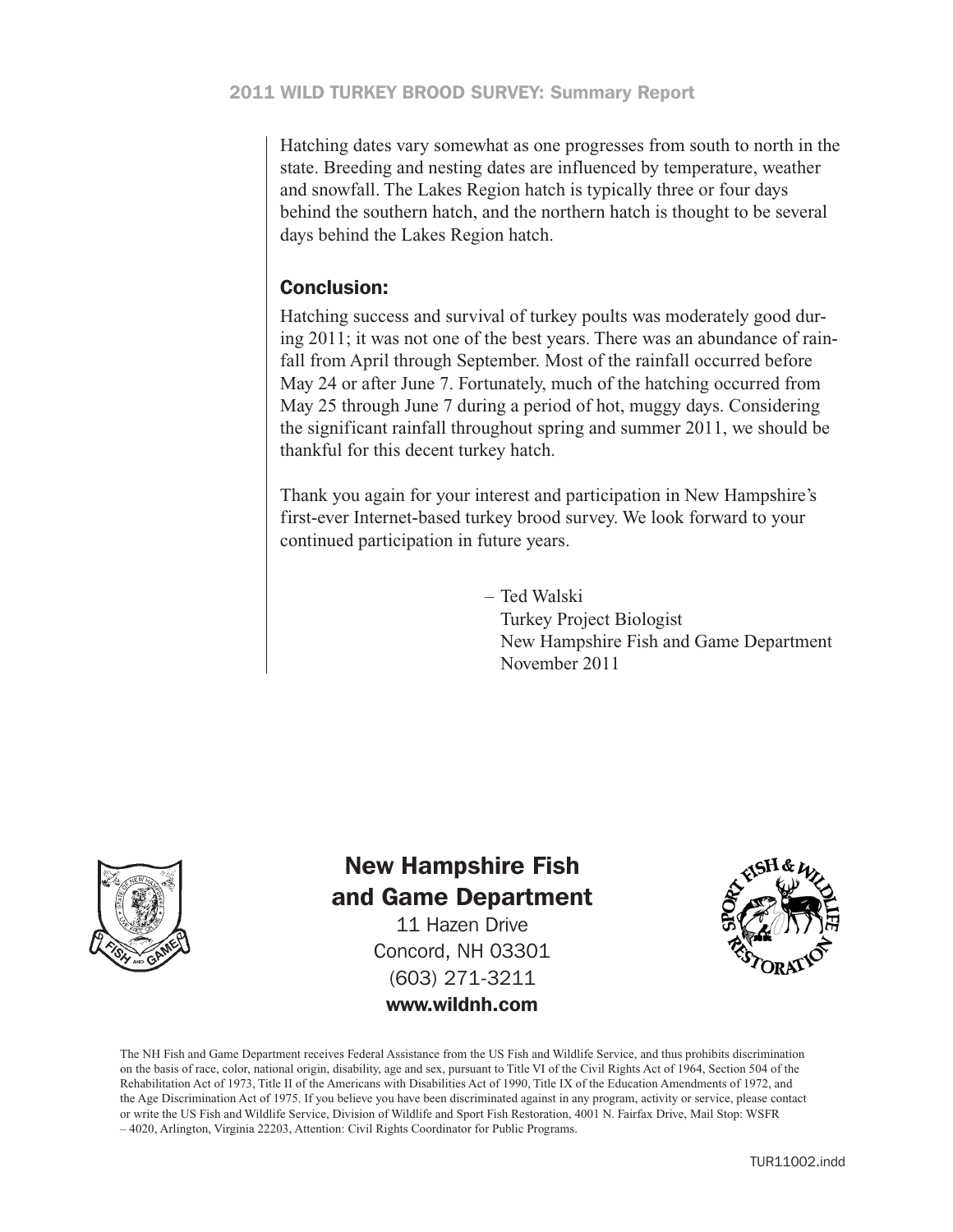Hatching dates vary somewhat as one progresses from south to north in the state. Breeding and nesting dates are influenced by temperature, weather and snowfall. The Lakes Region hatch is typically three or four days behind the southern hatch, and the northern hatch is thought to be several days behind the Lakes Region hatch.

## Conclusion:

Hatching success and survival of turkey poults was moderately good during 2011; it was not one of the best years. There was an abundance of rainfall from April through September. Most of the rainfall occurred before May 24 or after June 7. Fortunately, much of the hatching occurred from May 25 through June 7 during a period of hot, muggy days. Considering the significant rainfall throughout spring and summer 2011, we should be thankful for this decent turkey hatch.

Thank you again for your interest and participation in New Hampshire's first-ever Internet-based turkey brood survey. We look forward to your continued participation in future years.

– Ted Walski
Turkey Project Biologist
New Hampshire Fish and Game Department
November 2011

**New Hampshire Fish and Game Department**
11 Hazen Drive
Concord, NH 03301
(603) 271-3211
**www.wildnh.com**

The NH Fish and Game Department receives Federal Assistance from the US Fish and Wildlife Service, and thus prohibits discrimination on the basis of race, color, national origin, disability, age and sex, pursuant to Title VI of the Civil Rights Act of 1964, Section 504 of the Rehabilitation Act of 1973, Title II of the Americans with Disabilities Act of 1990, Title IX of the Education Amendments of 1972, and the Age Discrimination Act of 1975. If you believe you have been discriminated against in any program, activity or service, please contact or write the US Fish and Wildlife Service, Division of Wildlife and Sport Fish Restoration, 4001 N. Fairfax Drive, Mail Stop: WSFR – 4020, Arlington, Virginia 22203, Attention: Civil Rights Coordinator for Public Programs.

TUR11002.indd